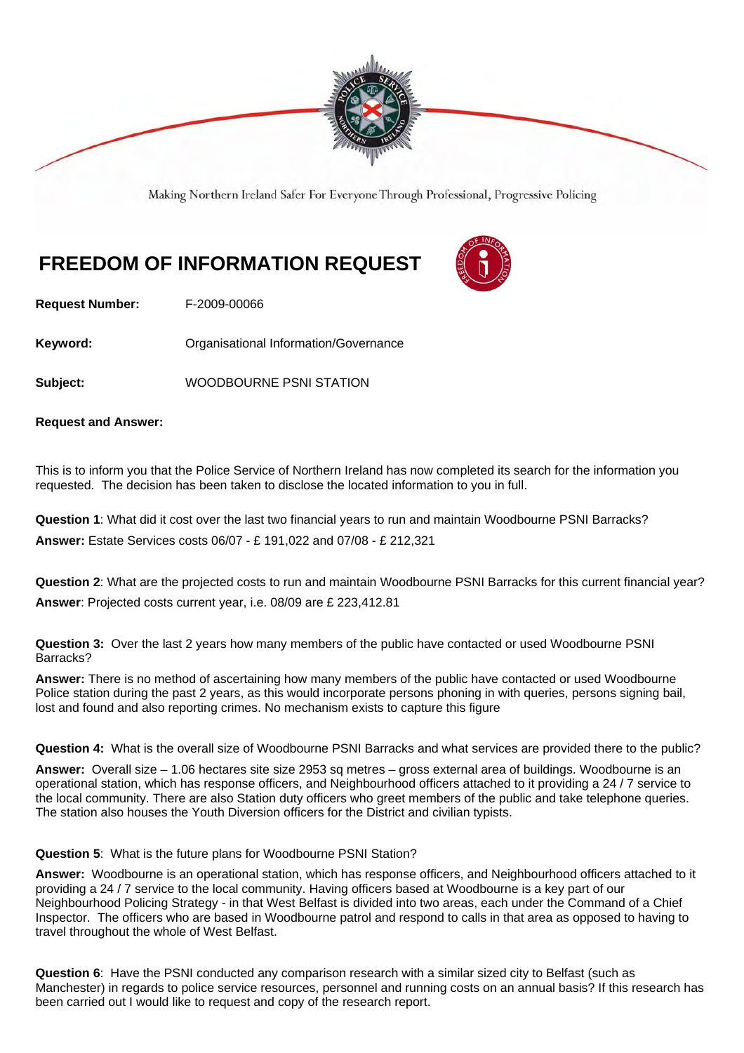Making Northern Ireland Safer For Everyone Through Professional, Progressive Policing

# FREEDOM OF INFORMATION REQUEST

**Request Number:** F-2009-00066

**Keyword:** Organisational Information/Governance

**Subject:** WOODBOURNE PSNI STATION

**Request and Answer:**

This is to inform you that the Police Service of Northern Ireland has now completed its search for the information you requested. The decision has been taken to disclose the located information to you in full.

**Question 1**: What did it cost over the last two financial years to run and maintain Woodbourne PSNI Barracks?

**Answer:** Estate Services costs 06/07 - £ 191,022 and 07/08 - £ 212,321

**Question 2**: What are the projected costs to run and maintain Woodbourne PSNI Barracks for this current financial year?

**Answer**: Projected costs current year, i.e. 08/09 are £ 223,412.81

**Question 3:** Over the last 2 years how many members of the public have contacted or used Woodbourne PSNI Barracks?

**Answer:** There is no method of ascertaining how many members of the public have contacted or used Woodbourne Police station during the past 2 years, as this would incorporate persons phoning in with queries, persons signing bail, lost and found and also reporting crimes. No mechanism exists to capture this figure

**Question 4:** What is the overall size of Woodbourne PSNI Barracks and what services are provided there to the public?

**Answer:** Overall size – 1.06 hectares site size 2953 sq metres – gross external area of buildings. Woodbourne is an operational station, which has response officers, and Neighbourhood officers attached to it providing a 24 / 7 service to the local community. There are also Station duty officers who greet members of the public and take telephone queries. The station also houses the Youth Diversion officers for the District and civilian typists.

**Question 5**: What is the future plans for Woodbourne PSNI Station?

**Answer:** Woodbourne is an operational station, which has response officers, and Neighbourhood officers attached to it providing a 24 / 7 service to the local community. Having officers based at Woodbourne is a key part of our Neighbourhood Policing Strategy - in that West Belfast is divided into two areas, each under the Command of a Chief Inspector. The officers who are based in Woodbourne patrol and respond to calls in that area as opposed to having to travel throughout the whole of West Belfast.

**Question 6**: Have the PSNI conducted any comparison research with a similar sized city to Belfast (such as Manchester) in regards to police service resources, personnel and running costs on an annual basis? If this research has been carried out I would like to request and copy of the research report.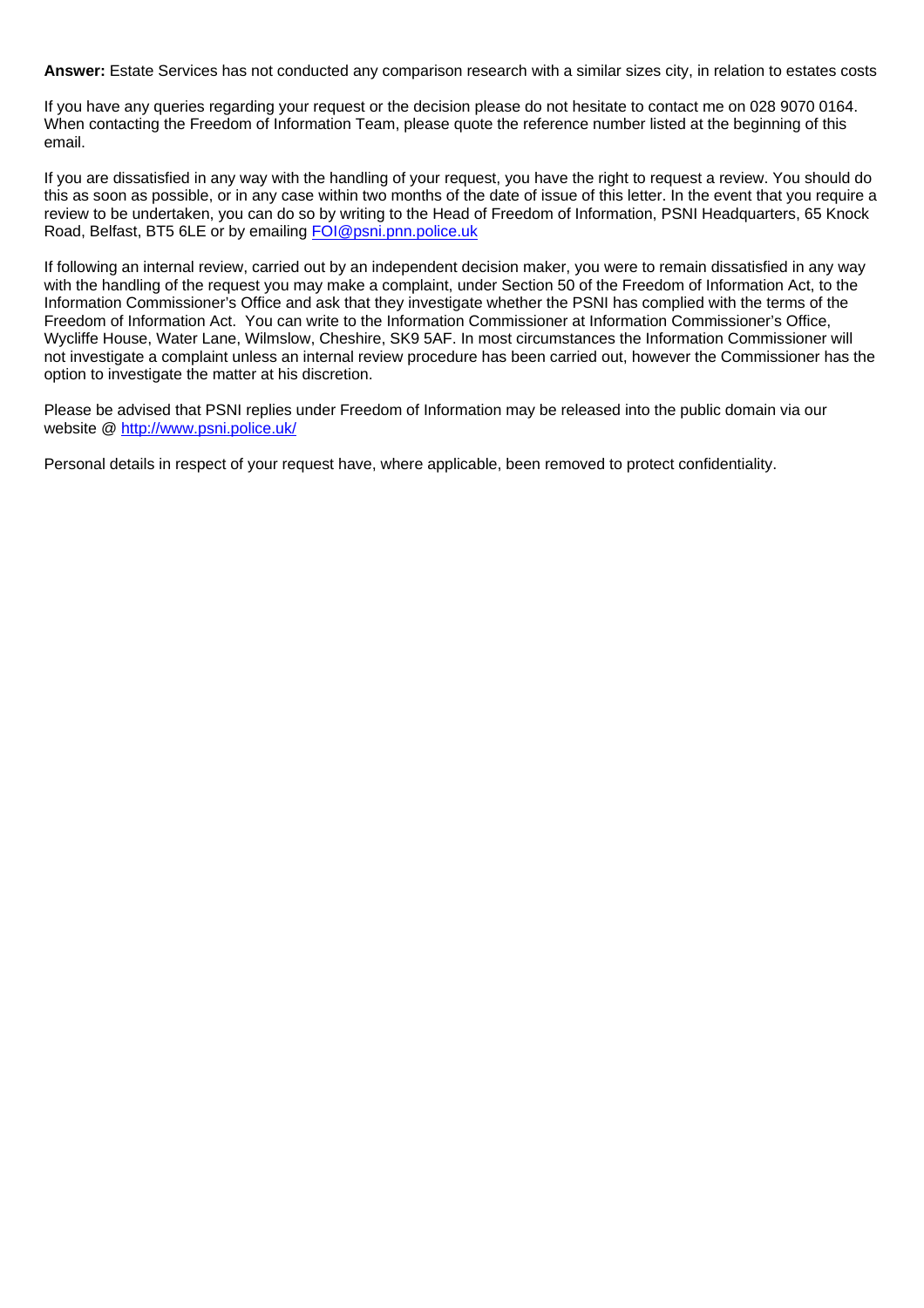**Answer:** Estate Services has not conducted any comparison research with a similar sizes city, in relation to estates costs

If you have any queries regarding your request or the decision please do not hesitate to contact me on 028 9070 0164. When contacting the Freedom of Information Team, please quote the reference number listed at the beginning of this email.

If you are dissatisfied in any way with the handling of your request, you have the right to request a review. You should do this as soon as possible, or in any case within two months of the date of issue of this letter. In the event that you require a review to be undertaken, you can do so by writing to the Head of Freedom of Information, PSNI Headquarters, 65 Knock Road, Belfast, BT5 6LE or by emailing FOI@psni.pnn.police.uk

If following an internal review, carried out by an independent decision maker, you were to remain dissatisfied in any way with the handling of the request you may make a complaint, under Section 50 of the Freedom of Information Act, to the Information Commissioner's Office and ask that they investigate whether the PSNI has complied with the terms of the Freedom of Information Act. You can write to the Information Commissioner at Information Commissioner's Office, Wycliffe House, Water Lane, Wilmslow, Cheshire, SK9 5AF. In most circumstances the Information Commissioner will not investigate a complaint unless an internal review procedure has been carried out, however the Commissioner has the option to investigate the matter at his discretion.

Please be advised that PSNI replies under Freedom of Information may be released into the public domain via our website @ http://www.psni.police.uk/

Personal details in respect of your request have, where applicable, been removed to protect confidentiality.